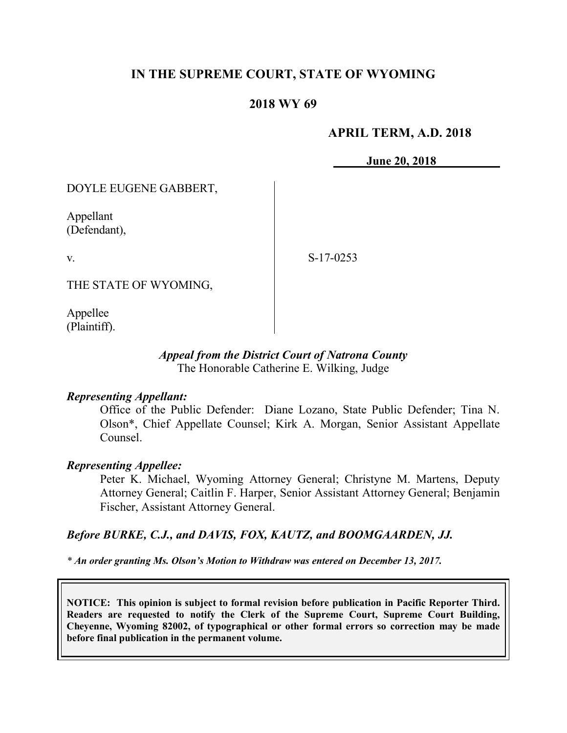# IN THE SUPREME COURT, STATE OF WYOMING

## 2018 WY 69

**APRIL TERM, A.D. 2018**

**June 20, 2018**

DOYLE EUGENE GABBERT,

Appellant
(Defendant),

v.

THE STATE OF WYOMING,

Appellee
(Plaintiff).

S-17-0253

*Appeal from the District Court of Natrona County*
The Honorable Catherine E. Wilking, Judge

***Representing Appellant:***

Office of the Public Defender: Diane Lozano, State Public Defender; Tina N. Olson*, Chief Appellate Counsel; Kirk A. Morgan, Senior Assistant Appellate Counsel.

***Representing Appellee:***

Peter K. Michael, Wyoming Attorney General; Christyne M. Martens, Deputy Attorney General; Caitlin F. Harper, Senior Assistant Attorney General; Benjamin Fischer, Assistant Attorney General.

***Before BURKE, C.J., and DAVIS, FOX, KAUTZ, and BOOMGAARDEN, JJ.***

*\* An order granting Ms. Olson's Motion to Withdraw was entered on December 13, 2017.*

**NOTICE: This opinion is subject to formal revision before publication in Pacific Reporter Third. Readers are requested to notify the Clerk of the Supreme Court, Supreme Court Building, Cheyenne, Wyoming 82002, of typographical or other formal errors so correction may be made before final publication in the permanent volume.**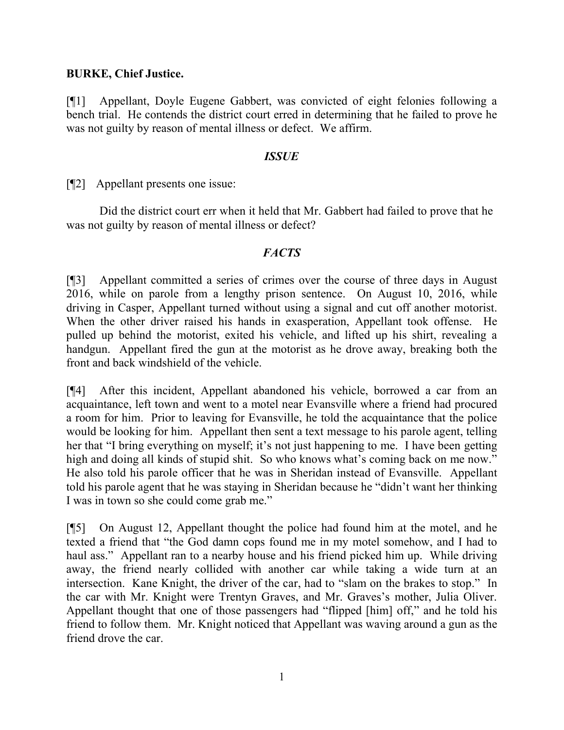**BURKE, Chief Justice.**

[¶1] Appellant, Doyle Eugene Gabbert, was convicted of eight felonies following a bench trial. He contends the district court erred in determining that he failed to prove he was not guilty by reason of mental illness or defect. We affirm.

## *ISSUE*

[¶2] Appellant presents one issue:

Did the district court err when it held that Mr. Gabbert had failed to prove that he was not guilty by reason of mental illness or defect?

## *FACTS*

[¶3] Appellant committed a series of crimes over the course of three days in August 2016, while on parole from a lengthy prison sentence. On August 10, 2016, while driving in Casper, Appellant turned without using a signal and cut off another motorist. When the other driver raised his hands in exasperation, Appellant took offense. He pulled up behind the motorist, exited his vehicle, and lifted up his shirt, revealing a handgun. Appellant fired the gun at the motorist as he drove away, breaking both the front and back windshield of the vehicle.

[¶4] After this incident, Appellant abandoned his vehicle, borrowed a car from an acquaintance, left town and went to a motel near Evansville where a friend had procured a room for him. Prior to leaving for Evansville, he told the acquaintance that the police would be looking for him. Appellant then sent a text message to his parole agent, telling her that "I bring everything on myself; it's not just happening to me. I have been getting high and doing all kinds of stupid shit. So who knows what's coming back on me now." He also told his parole officer that he was in Sheridan instead of Evansville. Appellant told his parole agent that he was staying in Sheridan because he "didn't want her thinking I was in town so she could come grab me."

[¶5] On August 12, Appellant thought the police had found him at the motel, and he texted a friend that "the God damn cops found me in my motel somehow, and I had to haul ass." Appellant ran to a nearby house and his friend picked him up. While driving away, the friend nearly collided with another car while taking a wide turn at an intersection. Kane Knight, the driver of the car, had to "slam on the brakes to stop." In the car with Mr. Knight were Trentyn Graves, and Mr. Graves's mother, Julia Oliver. Appellant thought that one of those passengers had "flipped [him] off," and he told his friend to follow them. Mr. Knight noticed that Appellant was waving around a gun as the friend drove the car.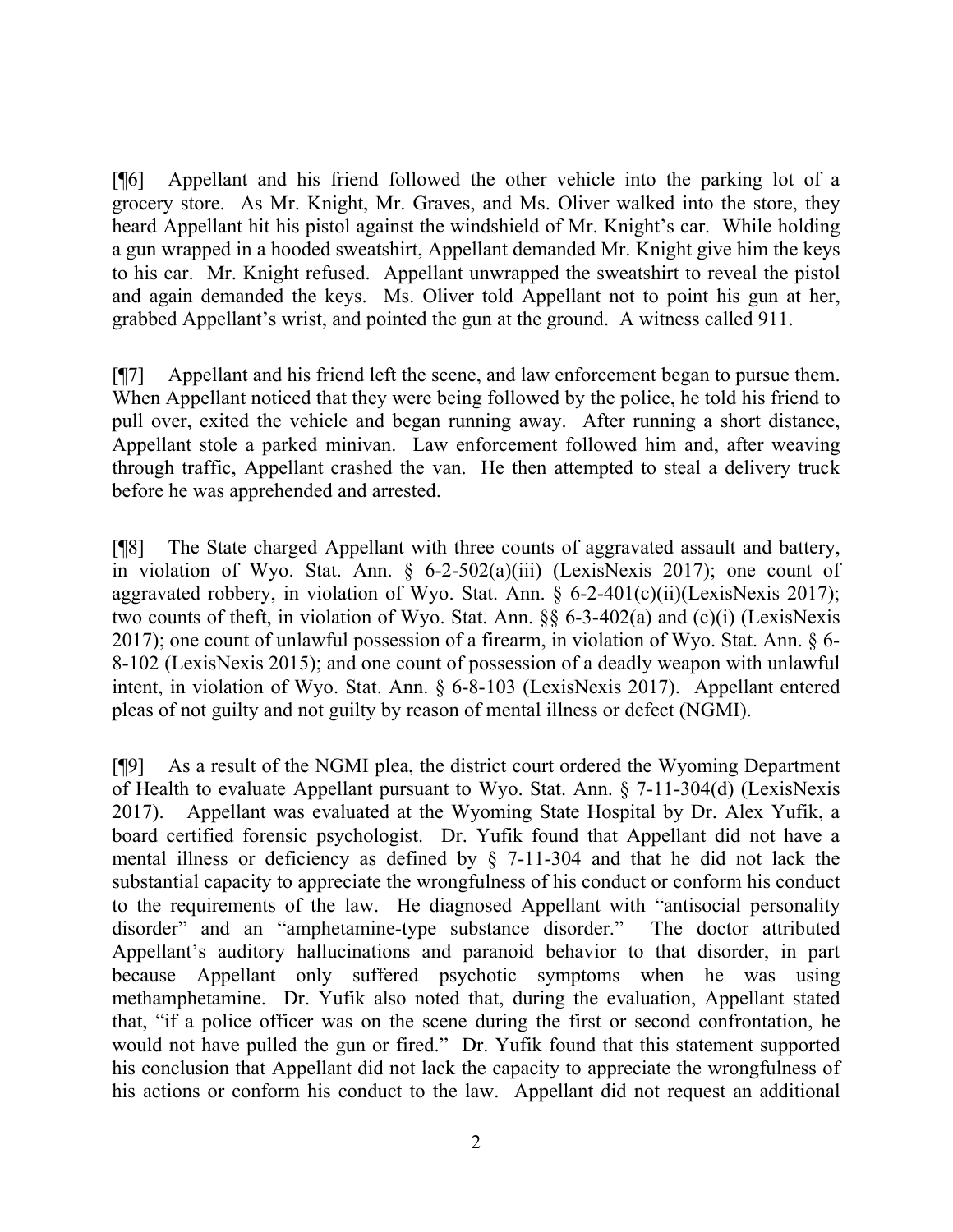[¶6] Appellant and his friend followed the other vehicle into the parking lot of a grocery store. As Mr. Knight, Mr. Graves, and Ms. Oliver walked into the store, they heard Appellant hit his pistol against the windshield of Mr. Knight's car. While holding a gun wrapped in a hooded sweatshirt, Appellant demanded Mr. Knight give him the keys to his car. Mr. Knight refused. Appellant unwrapped the sweatshirt to reveal the pistol and again demanded the keys. Ms. Oliver told Appellant not to point his gun at her, grabbed Appellant's wrist, and pointed the gun at the ground. A witness called 911.

[¶7] Appellant and his friend left the scene, and law enforcement began to pursue them. When Appellant noticed that they were being followed by the police, he told his friend to pull over, exited the vehicle and began running away. After running a short distance, Appellant stole a parked minivan. Law enforcement followed him and, after weaving through traffic, Appellant crashed the van. He then attempted to steal a delivery truck before he was apprehended and arrested.

[¶8] The State charged Appellant with three counts of aggravated assault and battery, in violation of Wyo. Stat. Ann. § 6-2-502(a)(iii) (LexisNexis 2017); one count of aggravated robbery, in violation of Wyo. Stat. Ann. § 6-2-401(c)(ii)(LexisNexis 2017); two counts of theft, in violation of Wyo. Stat. Ann. §§ 6-3-402(a) and (c)(i) (LexisNexis 2017); one count of unlawful possession of a firearm, in violation of Wyo. Stat. Ann. § 6-8-102 (LexisNexis 2015); and one count of possession of a deadly weapon with unlawful intent, in violation of Wyo. Stat. Ann. § 6-8-103 (LexisNexis 2017). Appellant entered pleas of not guilty and not guilty by reason of mental illness or defect (NGMI).

[¶9] As a result of the NGMI plea, the district court ordered the Wyoming Department of Health to evaluate Appellant pursuant to Wyo. Stat. Ann. § 7-11-304(d) (LexisNexis 2017). Appellant was evaluated at the Wyoming State Hospital by Dr. Alex Yufik, a board certified forensic psychologist. Dr. Yufik found that Appellant did not have a mental illness or deficiency as defined by § 7-11-304 and that he did not lack the substantial capacity to appreciate the wrongfulness of his conduct or conform his conduct to the requirements of the law. He diagnosed Appellant with "antisocial personality disorder" and an "amphetamine-type substance disorder." The doctor attributed Appellant's auditory hallucinations and paranoid behavior to that disorder, in part because Appellant only suffered psychotic symptoms when he was using methamphetamine. Dr. Yufik also noted that, during the evaluation, Appellant stated that, "if a police officer was on the scene during the first or second confrontation, he would not have pulled the gun or fired." Dr. Yufik found that this statement supported his conclusion that Appellant did not lack the capacity to appreciate the wrongfulness of his actions or conform his conduct to the law. Appellant did not request an additional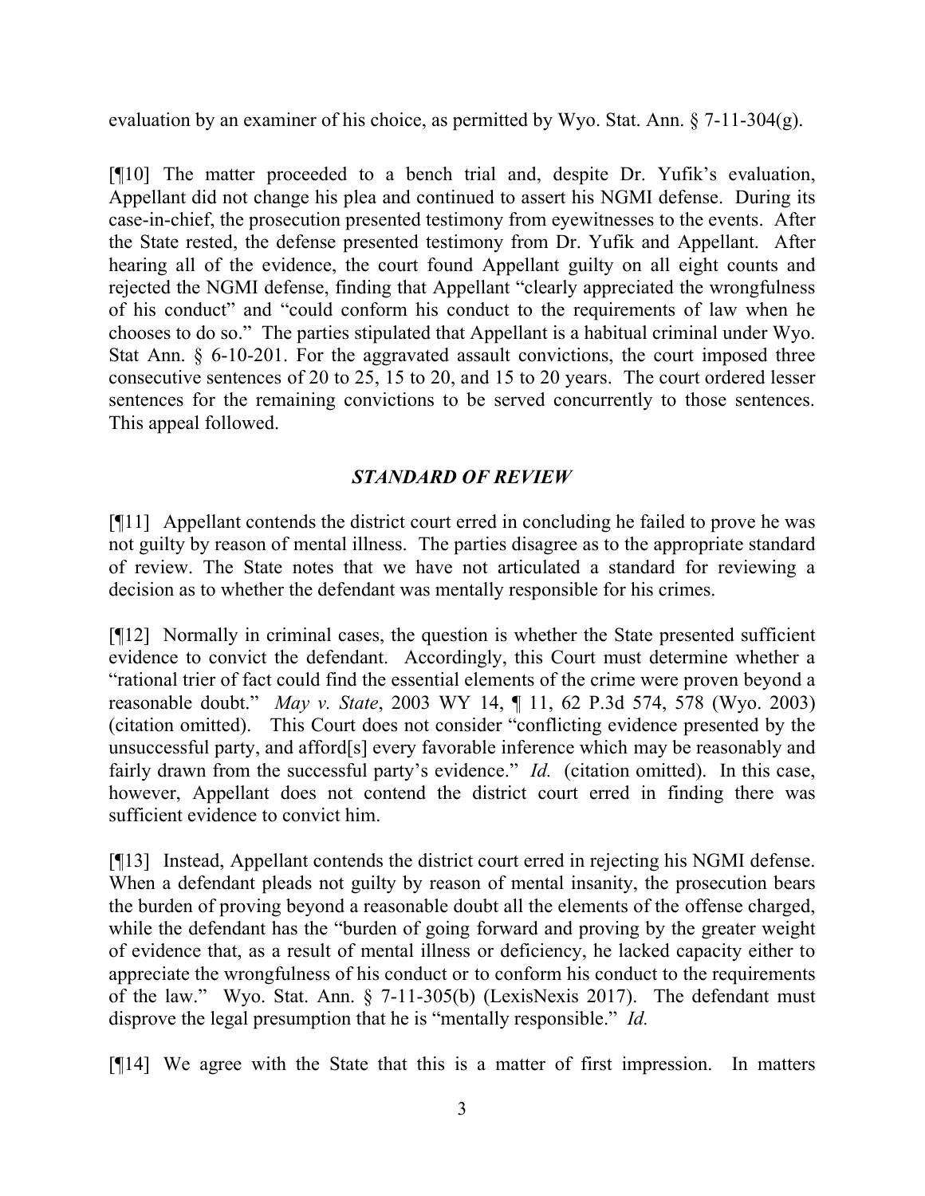evaluation by an examiner of his choice, as permitted by Wyo. Stat. Ann. § 7-11-304(g).

[¶10] The matter proceeded to a bench trial and, despite Dr. Yufik's evaluation, Appellant did not change his plea and continued to assert his NGMI defense. During its case-in-chief, the prosecution presented testimony from eyewitnesses to the events. After the State rested, the defense presented testimony from Dr. Yufik and Appellant. After hearing all of the evidence, the court found Appellant guilty on all eight counts and rejected the NGMI defense, finding that Appellant "clearly appreciated the wrongfulness of his conduct" and "could conform his conduct to the requirements of law when he chooses to do so." The parties stipulated that Appellant is a habitual criminal under Wyo. Stat Ann. § 6-10-201. For the aggravated assault convictions, the court imposed three consecutive sentences of 20 to 25, 15 to 20, and 15 to 20 years. The court ordered lesser sentences for the remaining convictions to be served concurrently to those sentences. This appeal followed.

## *STANDARD OF REVIEW*

[¶11] Appellant contends the district court erred in concluding he failed to prove he was not guilty by reason of mental illness. The parties disagree as to the appropriate standard of review. The State notes that we have not articulated a standard for reviewing a decision as to whether the defendant was mentally responsible for his crimes.

[¶12] Normally in criminal cases, the question is whether the State presented sufficient evidence to convict the defendant. Accordingly, this Court must determine whether a "rational trier of fact could find the essential elements of the crime were proven beyond a reasonable doubt." *May v. State*, 2003 WY 14, ¶ 11, 62 P.3d 574, 578 (Wyo. 2003) (citation omitted). This Court does not consider "conflicting evidence presented by the unsuccessful party, and afford[s] every favorable inference which may be reasonably and fairly drawn from the successful party's evidence." *Id.* (citation omitted). In this case, however, Appellant does not contend the district court erred in finding there was sufficient evidence to convict him.

[¶13] Instead, Appellant contends the district court erred in rejecting his NGMI defense. When a defendant pleads not guilty by reason of mental insanity, the prosecution bears the burden of proving beyond a reasonable doubt all the elements of the offense charged, while the defendant has the "burden of going forward and proving by the greater weight of evidence that, as a result of mental illness or deficiency, he lacked capacity either to appreciate the wrongfulness of his conduct or to conform his conduct to the requirements of the law." Wyo. Stat. Ann. § 7-11-305(b) (LexisNexis 2017). The defendant must disprove the legal presumption that he is "mentally responsible." *Id.*

[¶14] We agree with the State that this is a matter of first impression. In matters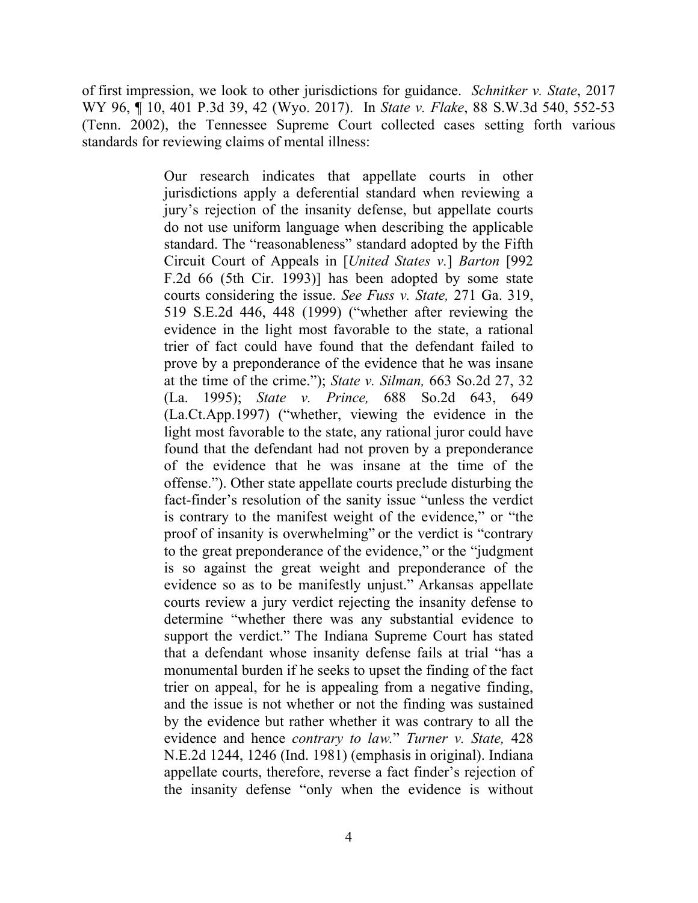of first impression, we look to other jurisdictions for guidance. *Schnitker v. State*, 2017 WY 96, ¶ 10, 401 P.3d 39, 42 (Wyo. 2017). In *State v. Flake*, 88 S.W.3d 540, 552-53 (Tenn. 2002), the Tennessee Supreme Court collected cases setting forth various standards for reviewing claims of mental illness:

> Our research indicates that appellate courts in other jurisdictions apply a deferential standard when reviewing a jury's rejection of the insanity defense, but appellate courts do not use uniform language when describing the applicable standard. The "reasonableness" standard adopted by the Fifth Circuit Court of Appeals in [*United States v.*] *Barton* [992 F.2d 66 (5th Cir. 1993)] has been adopted by some state courts considering the issue. *See Fuss v. State,* 271 Ga. 319, 519 S.E.2d 446, 448 (1999) ("whether after reviewing the evidence in the light most favorable to the state, a rational trier of fact could have found that the defendant failed to prove by a preponderance of the evidence that he was insane at the time of the crime."); *State v. Silman,* 663 So.2d 27, 32 (La. 1995); *State v. Prince,* 688 So.2d 643, 649 (La.Ct.App.1997) ("whether, viewing the evidence in the light most favorable to the state, any rational juror could have found that the defendant had not proven by a preponderance of the evidence that he was insane at the time of the offense."). Other state appellate courts preclude disturbing the fact-finder's resolution of the sanity issue "unless the verdict is contrary to the manifest weight of the evidence," or "the proof of insanity is overwhelming" or the verdict is "contrary to the great preponderance of the evidence," or the "judgment is so against the great weight and preponderance of the evidence so as to be manifestly unjust." Arkansas appellate courts review a jury verdict rejecting the insanity defense to determine "whether there was any substantial evidence to support the verdict." The Indiana Supreme Court has stated that a defendant whose insanity defense fails at trial "has a monumental burden if he seeks to upset the finding of the fact trier on appeal, for he is appealing from a negative finding, and the issue is not whether or not the finding was sustained by the evidence but rather whether it was contrary to all the evidence and hence *contrary to law.*" *Turner v. State,* 428 N.E.2d 1244, 1246 (Ind. 1981) (emphasis in original). Indiana appellate courts, therefore, reverse a fact finder's rejection of the insanity defense "only when the evidence is without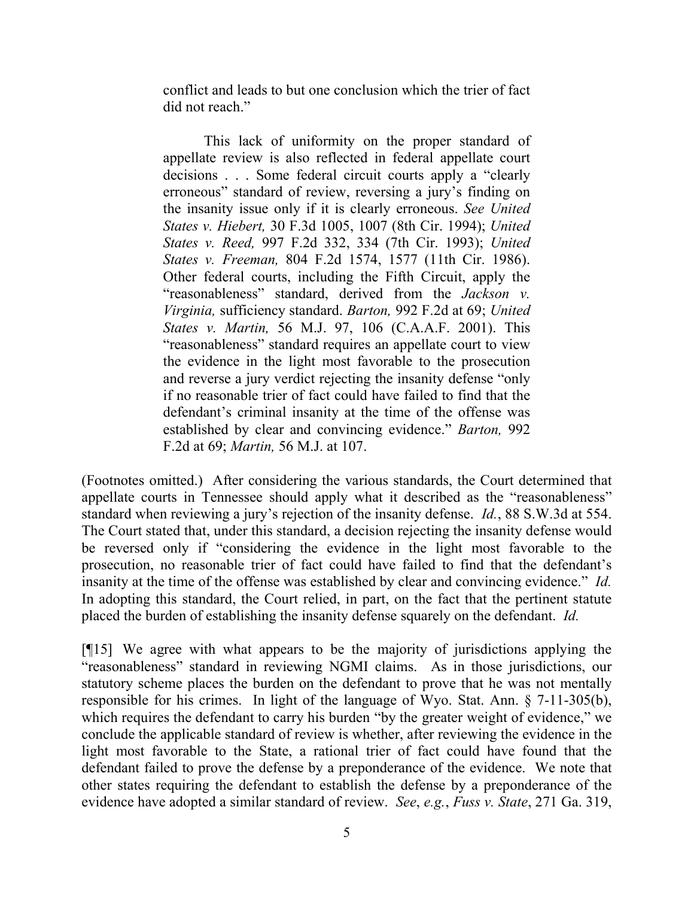> conflict and leads to but one conclusion which the trier of fact did not reach."
>
> This lack of uniformity on the proper standard of appellate review is also reflected in federal appellate court decisions . . . Some federal circuit courts apply a "clearly erroneous" standard of review, reversing a jury's finding on the insanity issue only if it is clearly erroneous. *See United States v. Hiebert,* 30 F.3d 1005, 1007 (8th Cir. 1994); *United States v. Reed,* 997 F.2d 332, 334 (7th Cir. 1993); *United States v. Freeman,* 804 F.2d 1574, 1577 (11th Cir. 1986). Other federal courts, including the Fifth Circuit, apply the "reasonableness" standard, derived from the *Jackson v. Virginia,* sufficiency standard. *Barton,* 992 F.2d at 69; *United States v. Martin,* 56 M.J. 97, 106 (C.A.A.F. 2001). This "reasonableness" standard requires an appellate court to view the evidence in the light most favorable to the prosecution and reverse a jury verdict rejecting the insanity defense "only if no reasonable trier of fact could have failed to find that the defendant's criminal insanity at the time of the offense was established by clear and convincing evidence." *Barton,* 992 F.2d at 69; *Martin,* 56 M.J. at 107.

(Footnotes omitted.) After considering the various standards, the Court determined that appellate courts in Tennessee should apply what it described as the "reasonableness" standard when reviewing a jury's rejection of the insanity defense. *Id.*, 88 S.W.3d at 554. The Court stated that, under this standard, a decision rejecting the insanity defense would be reversed only if "considering the evidence in the light most favorable to the prosecution, no reasonable trier of fact could have failed to find that the defendant's insanity at the time of the offense was established by clear and convincing evidence." *Id.* In adopting this standard, the Court relied, in part, on the fact that the pertinent statute placed the burden of establishing the insanity defense squarely on the defendant. *Id.*

[¶15] We agree with what appears to be the majority of jurisdictions applying the "reasonableness" standard in reviewing NGMI claims. As in those jurisdictions, our statutory scheme places the burden on the defendant to prove that he was not mentally responsible for his crimes. In light of the language of Wyo. Stat. Ann. § 7-11-305(b), which requires the defendant to carry his burden "by the greater weight of evidence," we conclude the applicable standard of review is whether, after reviewing the evidence in the light most favorable to the State, a rational trier of fact could have found that the defendant failed to prove the defense by a preponderance of the evidence. We note that other states requiring the defendant to establish the defense by a preponderance of the evidence have adopted a similar standard of review. *See*, *e.g.*, *Fuss v. State*, 271 Ga. 319,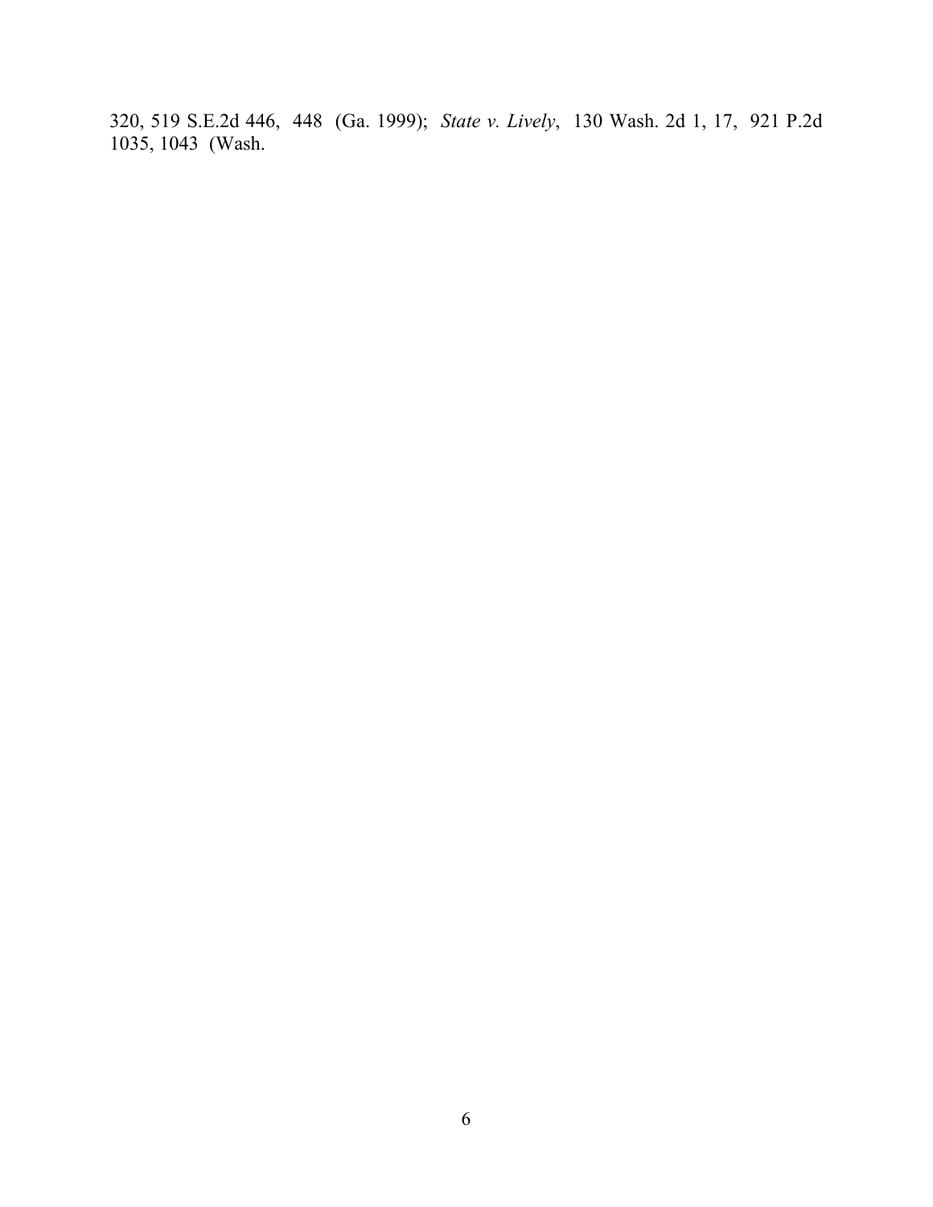320, 519 S.E.2d 446, 448 (Ga. 1999); *State v. Lively*, 130 Wash. 2d 1, 17, 921 P.2d 1035, 1043 (Wash.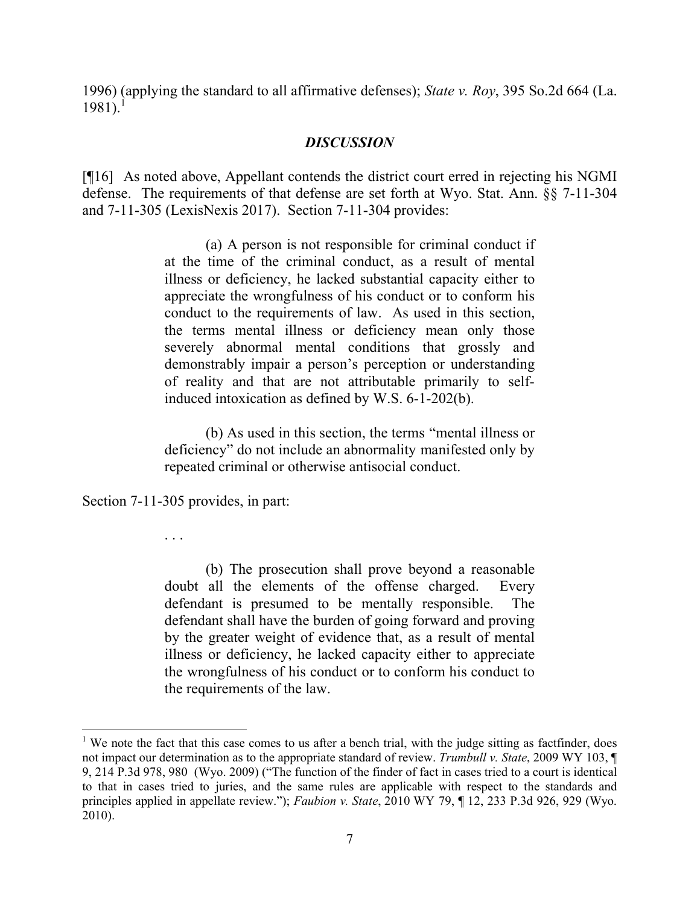1996) (applying the standard to all affirmative defenses); *State v. Roy*, 395 So.2d 664 (La. 1981).[1]

## *DISCUSSION*

[¶16] As noted above, Appellant contends the district court erred in rejecting his NGMI defense. The requirements of that defense are set forth at Wyo. Stat. Ann. §§ 7-11-304 and 7-11-305 (LexisNexis 2017). Section 7-11-304 provides:

> (a) A person is not responsible for criminal conduct if at the time of the criminal conduct, as a result of mental illness or deficiency, he lacked substantial capacity either to appreciate the wrongfulness of his conduct or to conform his conduct to the requirements of law. As used in this section, the terms mental illness or deficiency mean only those severely abnormal mental conditions that grossly and demonstrably impair a person's perception or understanding of reality and that are not attributable primarily to self-induced intoxication as defined by W.S. 6-1-202(b).
>
> (b) As used in this section, the terms "mental illness or deficiency" do not include an abnormality manifested only by repeated criminal or otherwise antisocial conduct.

Section 7-11-305 provides, in part:

> . . .
>
> (b) The prosecution shall prove beyond a reasonable doubt all the elements of the offense charged. Every defendant is presumed to be mentally responsible. The defendant shall have the burden of going forward and proving by the greater weight of evidence that, as a result of mental illness or deficiency, he lacked capacity either to appreciate the wrongfulness of his conduct or to conform his conduct to the requirements of the law.

---

[1] We note the fact that this case comes to us after a bench trial, with the judge sitting as factfinder, does not impact our determination as to the appropriate standard of review. *Trumbull v. State*, 2009 WY 103, ¶ 9, 214 P.3d 978, 980 (Wyo. 2009) ("The function of the finder of fact in cases tried to a court is identical to that in cases tried to juries, and the same rules are applicable with respect to the standards and principles applied in appellate review."); *Faubion v. State*, 2010 WY 79, ¶ 12, 233 P.3d 926, 929 (Wyo. 2010).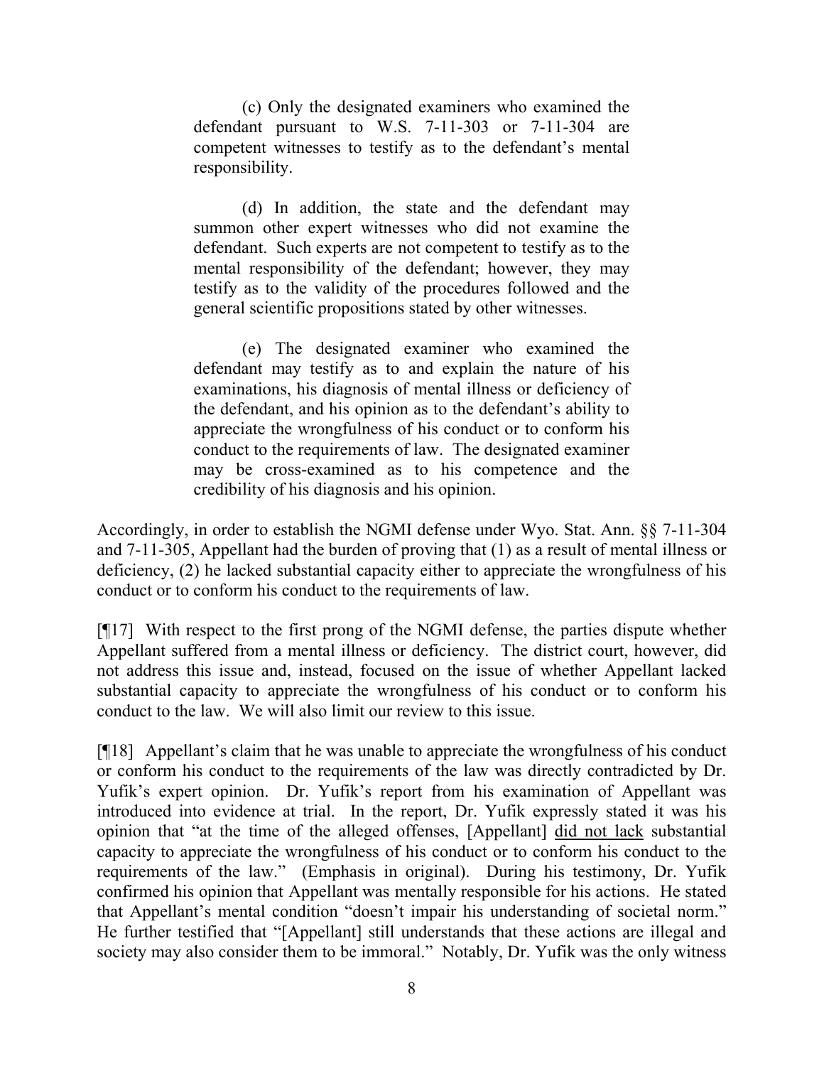> (c) Only the designated examiners who examined the defendant pursuant to W.S. 7-11-303 or 7-11-304 are competent witnesses to testify as to the defendant's mental responsibility.
>
> (d) In addition, the state and the defendant may summon other expert witnesses who did not examine the defendant. Such experts are not competent to testify as to the mental responsibility of the defendant; however, they may testify as to the validity of the procedures followed and the general scientific propositions stated by other witnesses.
>
> (e) The designated examiner who examined the defendant may testify as to and explain the nature of his examinations, his diagnosis of mental illness or deficiency of the defendant, and his opinion as to the defendant's ability to appreciate the wrongfulness of his conduct or to conform his conduct to the requirements of law. The designated examiner may be cross-examined as to his competence and the credibility of his diagnosis and his opinion.

Accordingly, in order to establish the NGMI defense under Wyo. Stat. Ann. §§ 7-11-304 and 7-11-305, Appellant had the burden of proving that (1) as a result of mental illness or deficiency, (2) he lacked substantial capacity either to appreciate the wrongfulness of his conduct or to conform his conduct to the requirements of law.

[¶17] With respect to the first prong of the NGMI defense, the parties dispute whether Appellant suffered from a mental illness or deficiency. The district court, however, did not address this issue and, instead, focused on the issue of whether Appellant lacked substantial capacity to appreciate the wrongfulness of his conduct or to conform his conduct to the law. We will also limit our review to this issue.

[¶18] Appellant's claim that he was unable to appreciate the wrongfulness of his conduct or conform his conduct to the requirements of the law was directly contradicted by Dr. Yufik's expert opinion. Dr. Yufik's report from his examination of Appellant was introduced into evidence at trial. In the report, Dr. Yufik expressly stated it was his opinion that "at the time of the alleged offenses, [Appellant] <u>did not lack</u> substantial capacity to appreciate the wrongfulness of his conduct or to conform his conduct to the requirements of the law." (Emphasis in original). During his testimony, Dr. Yufik confirmed his opinion that Appellant was mentally responsible for his actions. He stated that Appellant's mental condition "doesn't impair his understanding of societal norm." He further testified that "[Appellant] still understands that these actions are illegal and society may also consider them to be immoral." Notably, Dr. Yufik was the only witness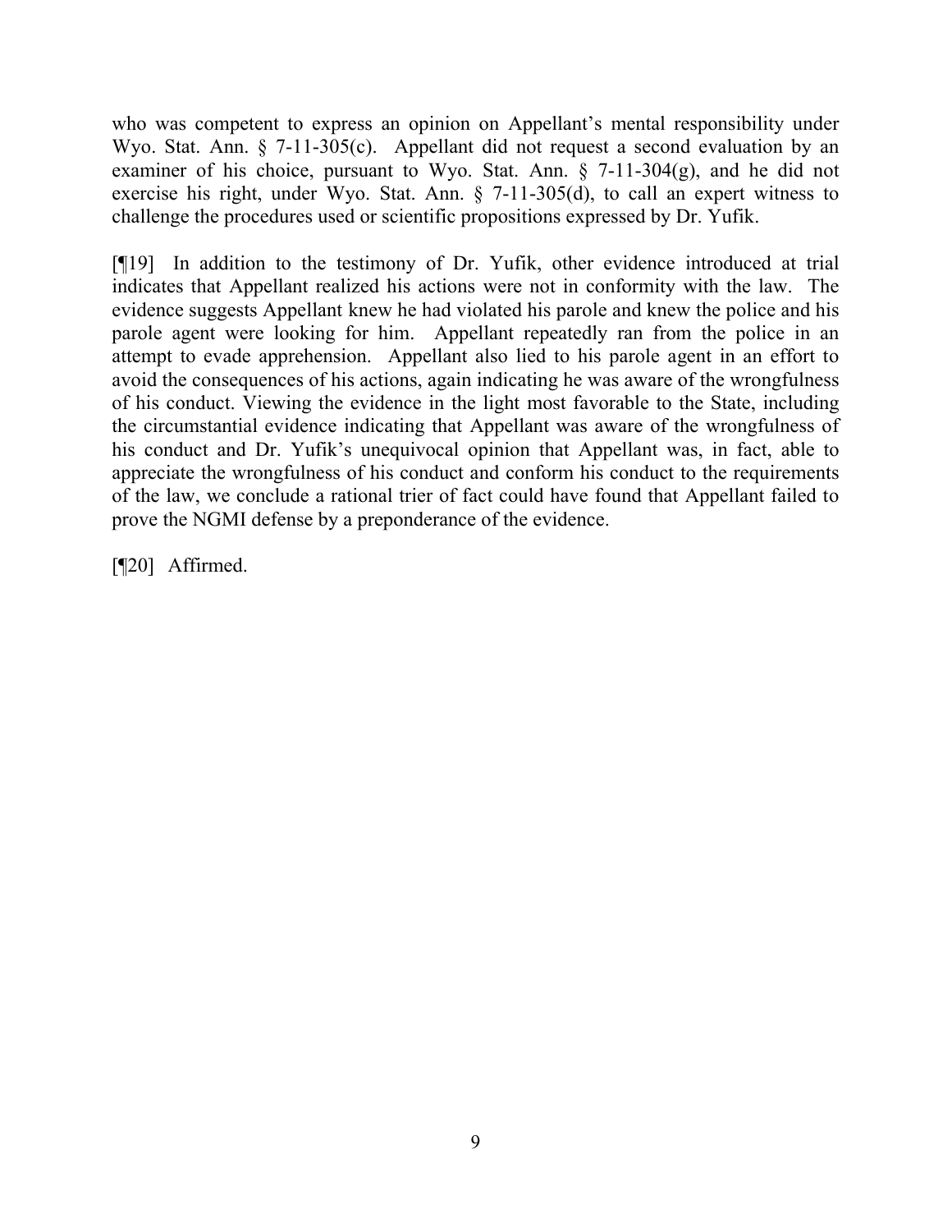who was competent to express an opinion on Appellant's mental responsibility under Wyo. Stat. Ann. § 7-11-305(c). Appellant did not request a second evaluation by an examiner of his choice, pursuant to Wyo. Stat. Ann. § 7-11-304(g), and he did not exercise his right, under Wyo. Stat. Ann. § 7-11-305(d), to call an expert witness to challenge the procedures used or scientific propositions expressed by Dr. Yufik.

[¶19] In addition to the testimony of Dr. Yufik, other evidence introduced at trial indicates that Appellant realized his actions were not in conformity with the law. The evidence suggests Appellant knew he had violated his parole and knew the police and his parole agent were looking for him. Appellant repeatedly ran from the police in an attempt to evade apprehension. Appellant also lied to his parole agent in an effort to avoid the consequences of his actions, again indicating he was aware of the wrongfulness of his conduct. Viewing the evidence in the light most favorable to the State, including the circumstantial evidence indicating that Appellant was aware of the wrongfulness of his conduct and Dr. Yufik's unequivocal opinion that Appellant was, in fact, able to appreciate the wrongfulness of his conduct and conform his conduct to the requirements of the law, we conclude a rational trier of fact could have found that Appellant failed to prove the NGMI defense by a preponderance of the evidence.

[¶20] Affirmed.